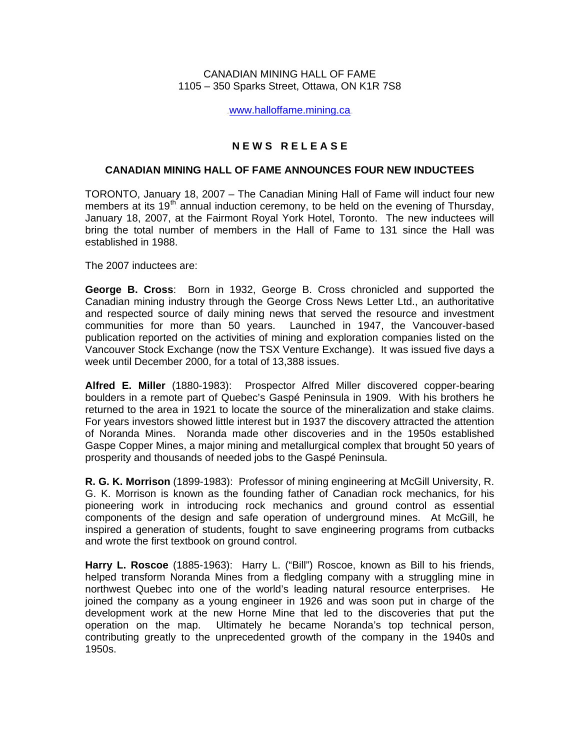CANADIAN MINING HALL OF FAME
1105 – 350 Sparks Street, Ottawa, ON K1R 7S8

www.halloffame.mining.ca

# NEWS RELEASE

## CANADIAN MINING HALL OF FAME ANNOUNCES FOUR NEW INDUCTEES

TORONTO, January 18, 2007 – The Canadian Mining Hall of Fame will induct four new members at its 19th annual induction ceremony, to be held on the evening of Thursday, January 18, 2007, at the Fairmont Royal York Hotel, Toronto. The new inductees will bring the total number of members in the Hall of Fame to 131 since the Hall was established in 1988.

The 2007 inductees are:

**George B. Cross**: Born in 1932, George B. Cross chronicled and supported the Canadian mining industry through the George Cross News Letter Ltd., an authoritative and respected source of daily mining news that served the resource and investment communities for more than 50 years. Launched in 1947, the Vancouver-based publication reported on the activities of mining and exploration companies listed on the Vancouver Stock Exchange (now the TSX Venture Exchange). It was issued five days a week until December 2000, for a total of 13,388 issues.

**Alfred E. Miller** (1880-1983): Prospector Alfred Miller discovered copper-bearing boulders in a remote part of Quebec's Gaspé Peninsula in 1909. With his brothers he returned to the area in 1921 to locate the source of the mineralization and stake claims. For years investors showed little interest but in 1937 the discovery attracted the attention of Noranda Mines. Noranda made other discoveries and in the 1950s established Gaspe Copper Mines, a major mining and metallurgical complex that brought 50 years of prosperity and thousands of needed jobs to the Gaspé Peninsula.

**R. G. K. Morrison** (1899-1983): Professor of mining engineering at McGill University, R. G. K. Morrison is known as the founding father of Canadian rock mechanics, for his pioneering work in introducing rock mechanics and ground control as essential components of the design and safe operation of underground mines. At McGill, he inspired a generation of students, fought to save engineering programs from cutbacks and wrote the first textbook on ground control.

**Harry L. Roscoe** (1885-1963): Harry L. ("Bill") Roscoe, known as Bill to his friends, helped transform Noranda Mines from a fledgling company with a struggling mine in northwest Quebec into one of the world's leading natural resource enterprises. He joined the company as a young engineer in 1926 and was soon put in charge of the development work at the new Horne Mine that led to the discoveries that put the operation on the map. Ultimately he became Noranda's top technical person, contributing greatly to the unprecedented growth of the company in the 1940s and 1950s.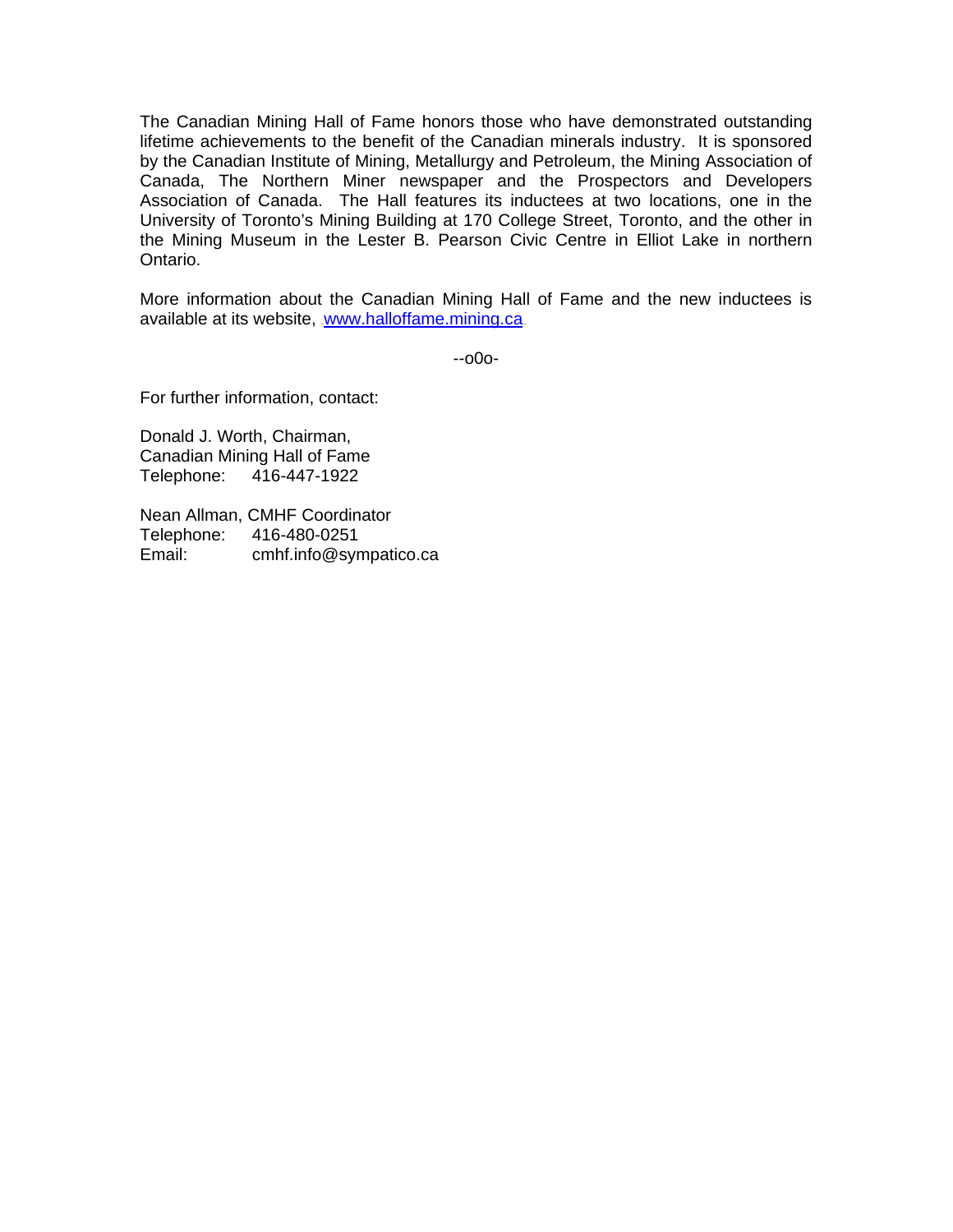The Canadian Mining Hall of Fame honors those who have demonstrated outstanding lifetime achievements to the benefit of the Canadian minerals industry. It is sponsored by the Canadian Institute of Mining, Metallurgy and Petroleum, the Mining Association of Canada, The Northern Miner newspaper and the Prospectors and Developers Association of Canada. The Hall features its inductees at two locations, one in the University of Toronto's Mining Building at 170 College Street, Toronto, and the other in the Mining Museum in the Lester B. Pearson Civic Centre in Elliot Lake in northern Ontario.

More information about the Canadian Mining Hall of Fame and the new inductees is available at its website, [www.halloffame.mining.ca](http://www.halloffame.mining.ca).

--o0o-

For further information, contact:

Donald J. Worth, Chairman,
Canadian Mining Hall of Fame
Telephone: 416-447-1922

Nean Allman, CMHF Coordinator
Telephone: 416-480-0251
Email: cmhf.info@sympatico.ca